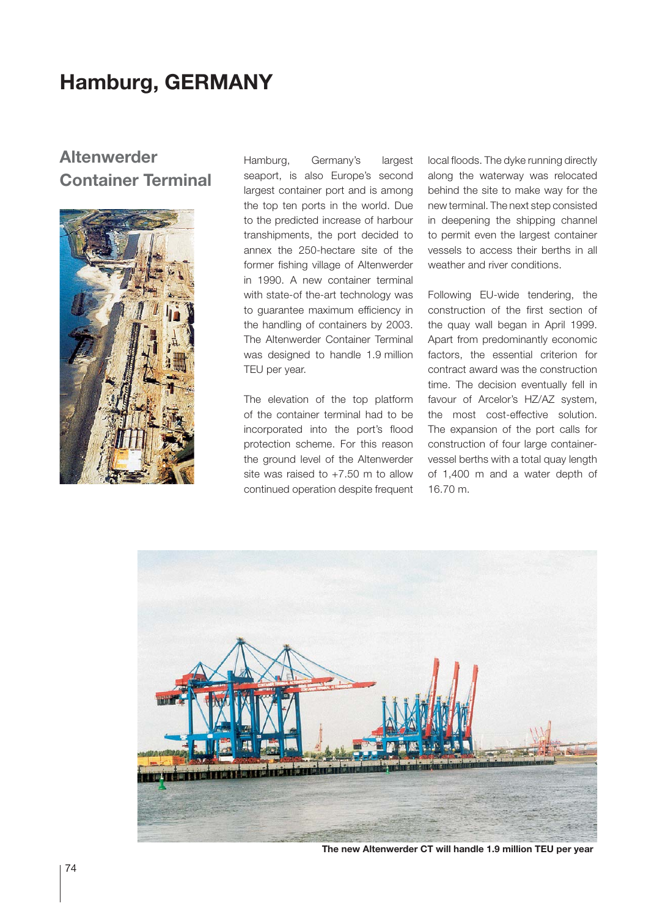# Hamburg, GERMANY

## Altenwerder Container Terminal

Hamburg, Germany's largest seaport, is also Europe's second largest container port and is among the top ten ports in the world. Due to the predicted increase of harbour transhipments, the port decided to annex the 250-hectare site of the former fishing village of Altenwerder in 1990. A new container terminal with state-of the-art technology was to guarantee maximum efficiency in the handling of containers by 2003. The Altenwerder Container Terminal was designed to handle 1.9 million TEU per year.

The elevation of the top platform of the container terminal had to be incorporated into the port's flood protection scheme. For this reason the ground level of the Altenwerder site was raised to +7.50 m to allow continued operation despite frequent local floods. The dyke running directly along the waterway was relocated behind the site to make way for the new terminal. The next step consisted in deepening the shipping channel to permit even the largest container vessels to access their berths in all weather and river conditions.

Following EU-wide tendering, the construction of the first section of the quay wall began in April 1999. Apart from predominantly economic factors, the essential criterion for contract award was the construction time. The decision eventually fell in favour of Arcelor's HZ/AZ system, the most cost-effective solution. The expansion of the port calls for construction of four large container-vessel berths with a total quay length of 1,400 m and a water depth of 16.70 m.

**The new Altenwerder CT will handle 1.9 million TEU per year**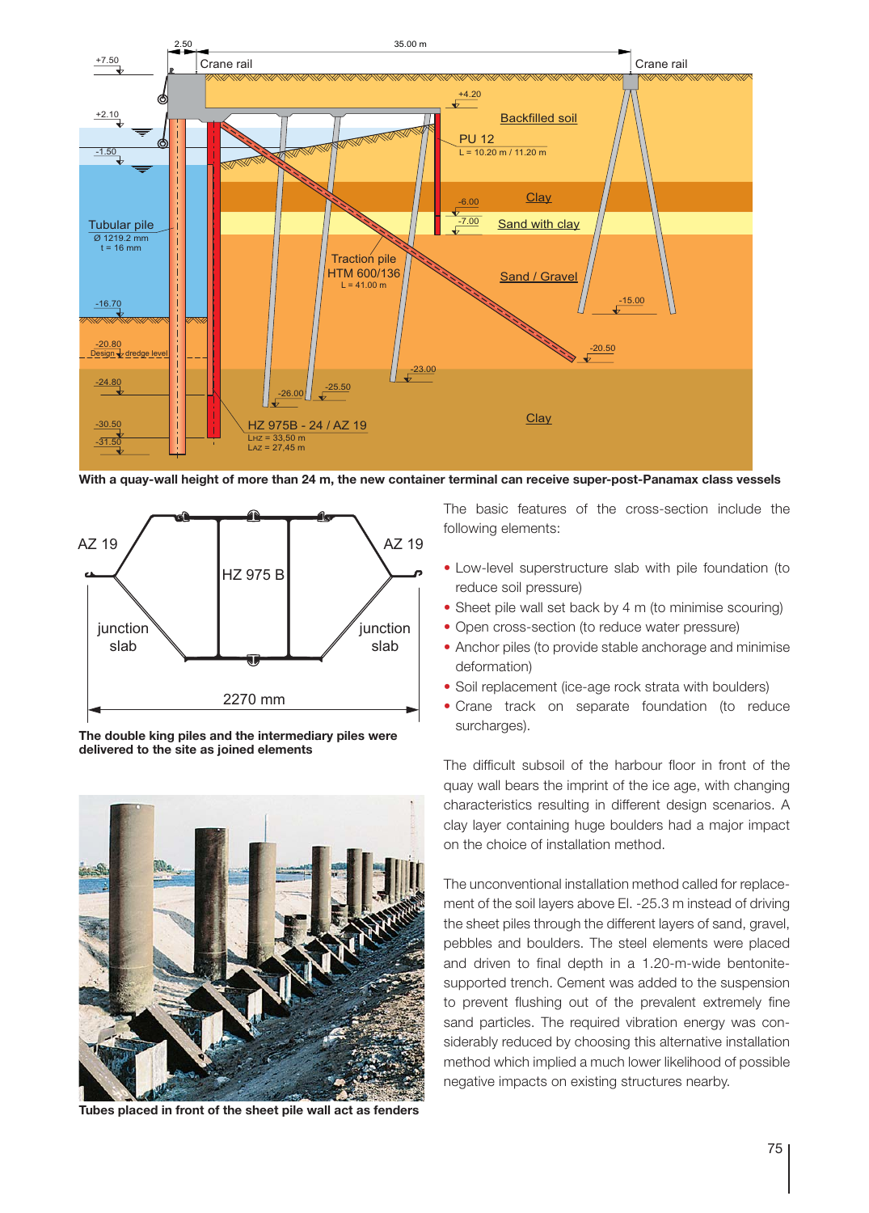With a quay-wall height of more than 24 m, the new container terminal can receive super-post-Panamax class vessels

The double king piles and the intermediary piles were delivered to the site as joined elements

Tubes placed in front of the sheet pile wall act as fenders

The basic features of the cross-section include the following elements:

- Low-level superstructure slab with pile foundation (to reduce soil pressure)
- Sheet pile wall set back by 4 m (to minimise scouring)
- Open cross-section (to reduce water pressure)
- Anchor piles (to provide stable anchorage and minimise deformation)
- Soil replacement (ice-age rock strata with boulders)
- Crane track on separate foundation (to reduce surcharges).

The difficult subsoil of the harbour floor in front of the quay wall bears the imprint of the ice age, with changing characteristics resulting in different design scenarios. A clay layer containing huge boulders had a major impact on the choice of installation method.

The unconventional installation method called for replacement of the soil layers above El. -25.3 m instead of driving the sheet piles through the different layers of sand, gravel, pebbles and boulders. The steel elements were placed and driven to final depth in a 1.20-m-wide bentonite-supported trench. Cement was added to the suspension to prevent flushing out of the prevalent extremely fine sand particles. The required vibration energy was considerably reduced by choosing this alternative installation method which implied a much lower likelihood of possible negative impacts on existing structures nearby.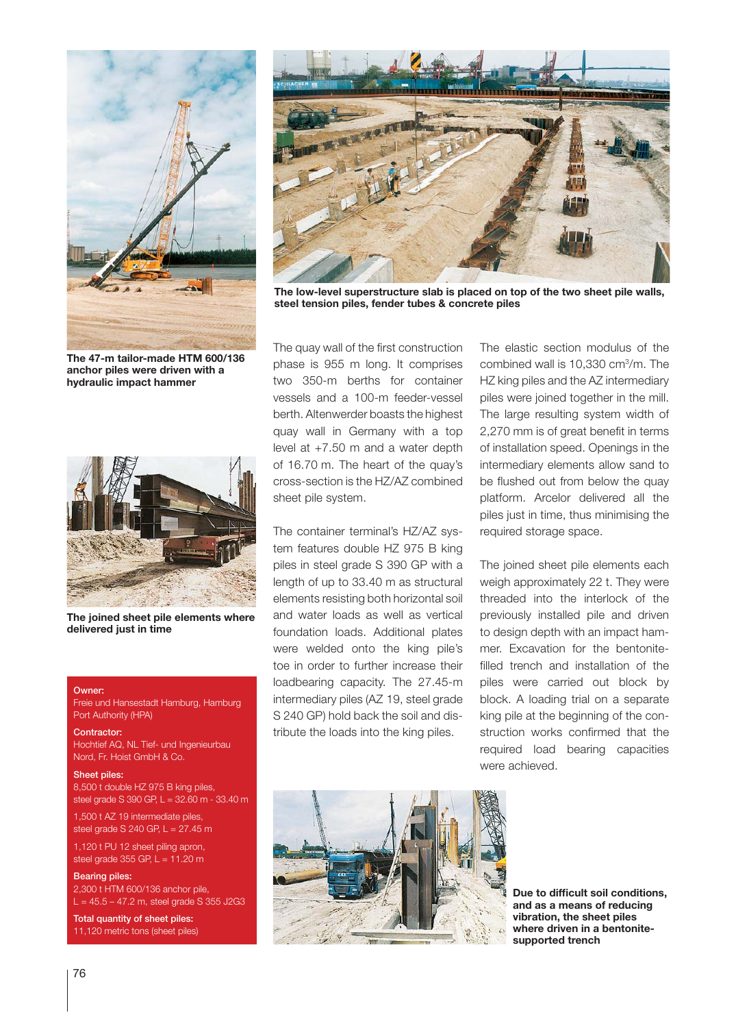The low-level superstructure slab is placed on top of the two sheet pile walls, steel tension piles, fender tubes & concrete piles

The 47-m tailor-made HTM 600/136 anchor piles were driven with a hydraulic impact hammer

The quay wall of the first construction phase is 955 m long. It comprises two 350-m berths for container vessels and a 100-m feeder-vessel berth. Altenwerder boasts the highest quay wall in Germany with a top level at +7.50 m and a water depth of 16.70 m. The heart of the quay's cross-section is the HZ/AZ combined sheet pile system.

The container terminal's HZ/AZ system features double HZ 975 B king piles in steel grade S 390 GP with a length of up to 33.40 m as structural elements resisting both horizontal soil and water loads as well as vertical foundation loads. Additional plates were welded onto the king pile's toe in order to further increase their loadbearing capacity. The 27.45-m intermediary piles (AZ 19, steel grade S 240 GP) hold back the soil and distribute the loads into the king piles.

The elastic section modulus of the combined wall is 10,330 cm³/m. The HZ king piles and the AZ intermediary piles were joined together in the mill. The large resulting system width of 2,270 mm is of great benefit in terms of installation speed. Openings in the intermediary elements allow sand to be flushed out from below the quay platform. Arcelor delivered all the piles just in time, thus minimising the required storage space.

The joined sheet pile elements each weigh approximately 22 t. They were threaded into the interlock of the previously installed pile and driven to design depth with an impact hammer. Excavation for the bentonite-filled trench and installation of the piles were carried out block by block. A loading trial on a separate king pile at the beginning of the construction works confirmed that the required load bearing capacities were achieved.

The joined sheet pile elements where delivered just in time

**Owner:**
Freie und Hansestadt Hamburg, Hamburg Port Authority (HPA)

**Contractor:**
Hochtief AG, NL Tief- und Ingenieurbau Nord, Fr. Hoist GmbH & Co.

**Sheet piles:**
8,500 t double HZ 975 B king piles, steel grade S 390 GP, L = 32.60 m - 33.40 m

1,500 t AZ 19 intermediate piles, steel grade S 240 GP, L = 27.45 m

1,120 t PU 12 sheet piling apron, steel grade 355 GP, L = 11.20 m

**Bearing piles:**
2,300 t HTM 600/136 anchor pile, L = 45.5 – 47.2 m, steel grade S 355 J2G3

**Total quantity of sheet piles:**
11,120 metric tons (sheet piles)

Due to difficult soil conditions, and as a means of reducing vibration, the sheet piles where driven in a bentonite-supported trench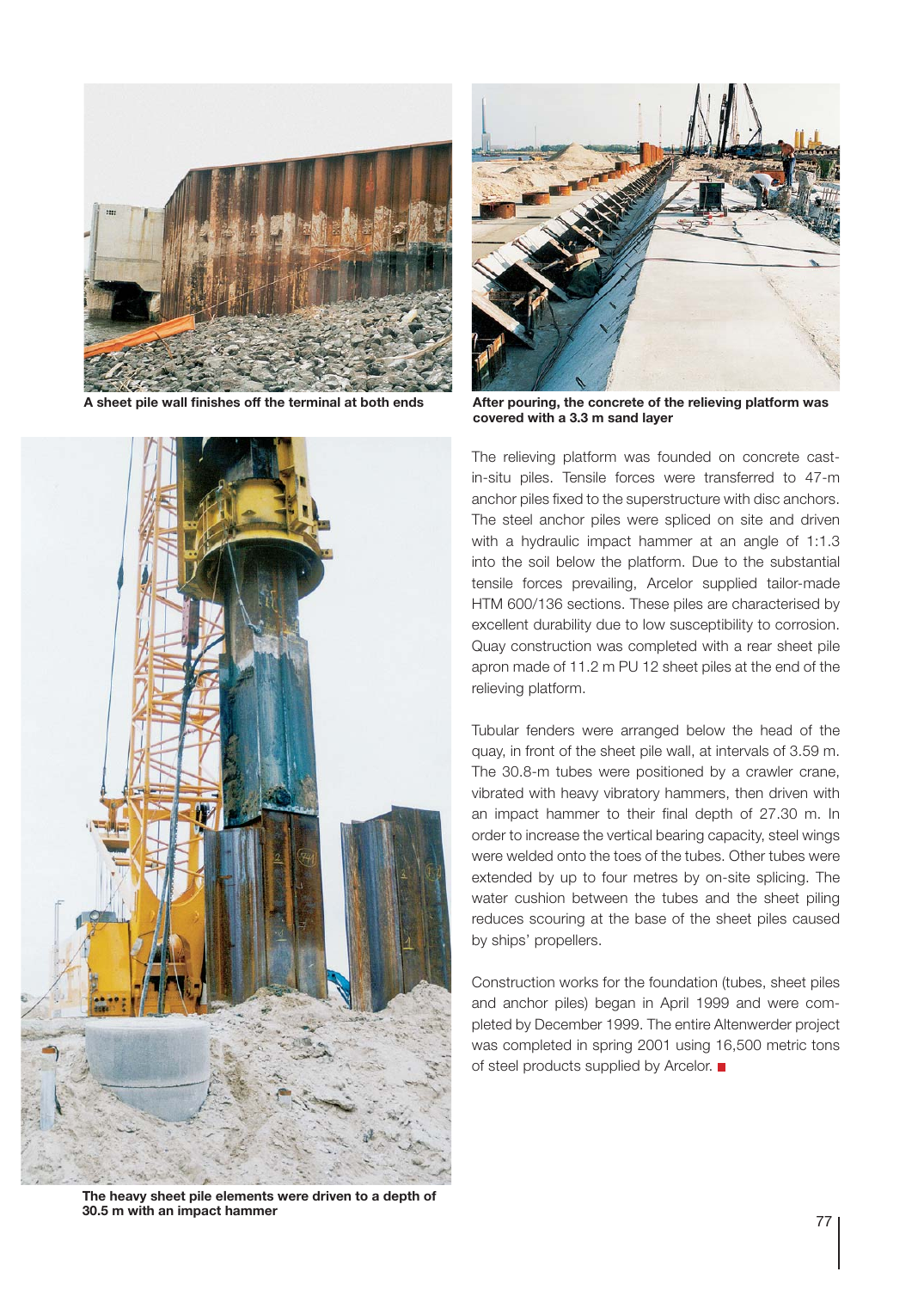A sheet pile wall finishes off the terminal at both ends

After pouring, the concrete of the relieving platform was covered with a 3.3 m sand layer

The heavy sheet pile elements were driven to a depth of 30.5 m with an impact hammer

The relieving platform was founded on concrete cast-in-situ piles. Tensile forces were transferred to 47-m anchor piles fixed to the superstructure with disc anchors. The steel anchor piles were spliced on site and driven with a hydraulic impact hammer at an angle of 1:1.3 into the soil below the platform. Due to the substantial tensile forces prevailing, Arcelor supplied tailor-made HTM 600/136 sections. These piles are characterised by excellent durability due to low susceptibility to corrosion. Quay construction was completed with a rear sheet pile apron made of 11.2 m PU 12 sheet piles at the end of the relieving platform.

Tubular fenders were arranged below the head of the quay, in front of the sheet pile wall, at intervals of 3.59 m. The 30.8-m tubes were positioned by a crawler crane, vibrated with heavy vibratory hammers, then driven with an impact hammer to their final depth of 27.30 m. In order to increase the vertical bearing capacity, steel wings were welded onto the toes of the tubes. Other tubes were extended by up to four metres by on-site splicing. The water cushion between the tubes and the sheet piling reduces scouring at the base of the sheet piles caused by ships' propellers.

Construction works for the foundation (tubes, sheet piles and anchor piles) began in April 1999 and were completed by December 1999. The entire Altenwerder project was completed in spring 2001 using 16,500 metric tons of steel products supplied by Arcelor.